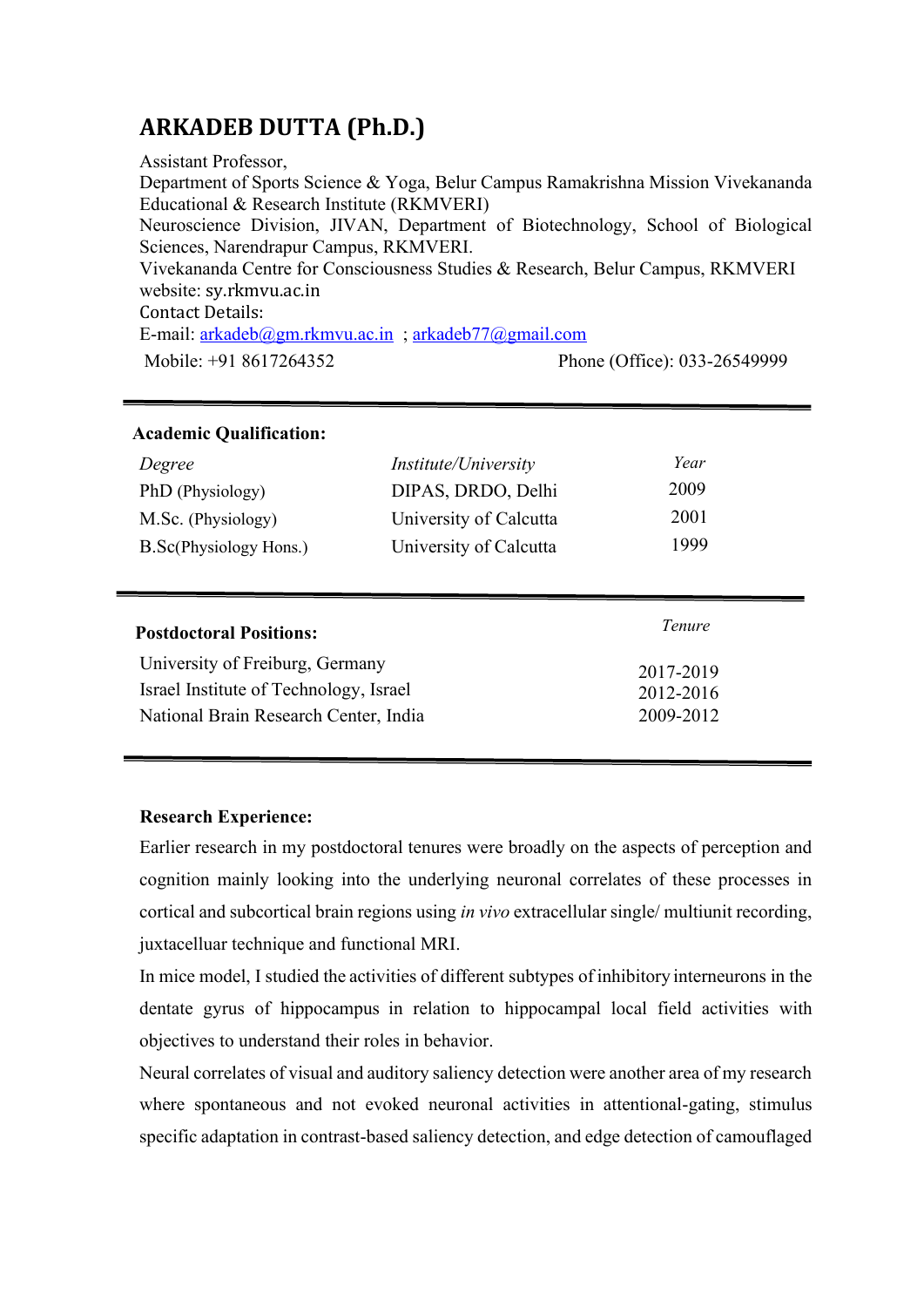# ARKADEB DUTTA (Ph.D.)

Assistant Professor,
Department of Sports Science & Yoga, Belur Campus Ramakrishna Mission Vivekananda Educational & Research Institute (RKMVERI)
Neuroscience Division, JIVAN, Department of Biotechnology, School of Biological Sciences, Narendrapur Campus, RKMVERI.
Vivekananda Centre for Consciousness Studies & Research, Belur Campus, RKMVERI
website: sy.rkmvu.ac.in
Contact Details:
E-mail: arkadeb@gm.rkmvu.ac.in ; arkadeb77@gmail.com
Mobile: +91 8617264352 Phone (Office): 033-26549999

---

**Academic Qualification:**

| *Degree* | *Institute/University* | *Year* |
|---|---|---|
| PhD (Physiology) | DIPAS, DRDO, Delhi | 2009 |
| M.Sc. (Physiology) | University of Calcutta | 2001 |
| B.Sc(Physiology Hons.) | University of Calcutta | 1999 |

---

| **Postdoctoral Positions:** | *Tenure* |
|---|---|
| University of Freiburg, Germany | 2017-2019 |
| Israel Institute of Technology, Israel | 2012-2016 |
| National Brain Research Center, India | 2009-2012 |

---

**Research Experience:**

Earlier research in my postdoctoral tenures were broadly on the aspects of perception and cognition mainly looking into the underlying neuronal correlates of these processes in cortical and subcortical brain regions using *in vivo* extracellular single/ multiunit recording, juxtacelluar technique and functional MRI.

In mice model, I studied the activities of different subtypes of inhibitory interneurons in the dentate gyrus of hippocampus in relation to hippocampal local field activities with objectives to understand their roles in behavior.

Neural correlates of visual and auditory saliency detection were another area of my research where spontaneous and not evoked neuronal activities in attentional-gating, stimulus specific adaptation in contrast-based saliency detection, and edge detection of camouflaged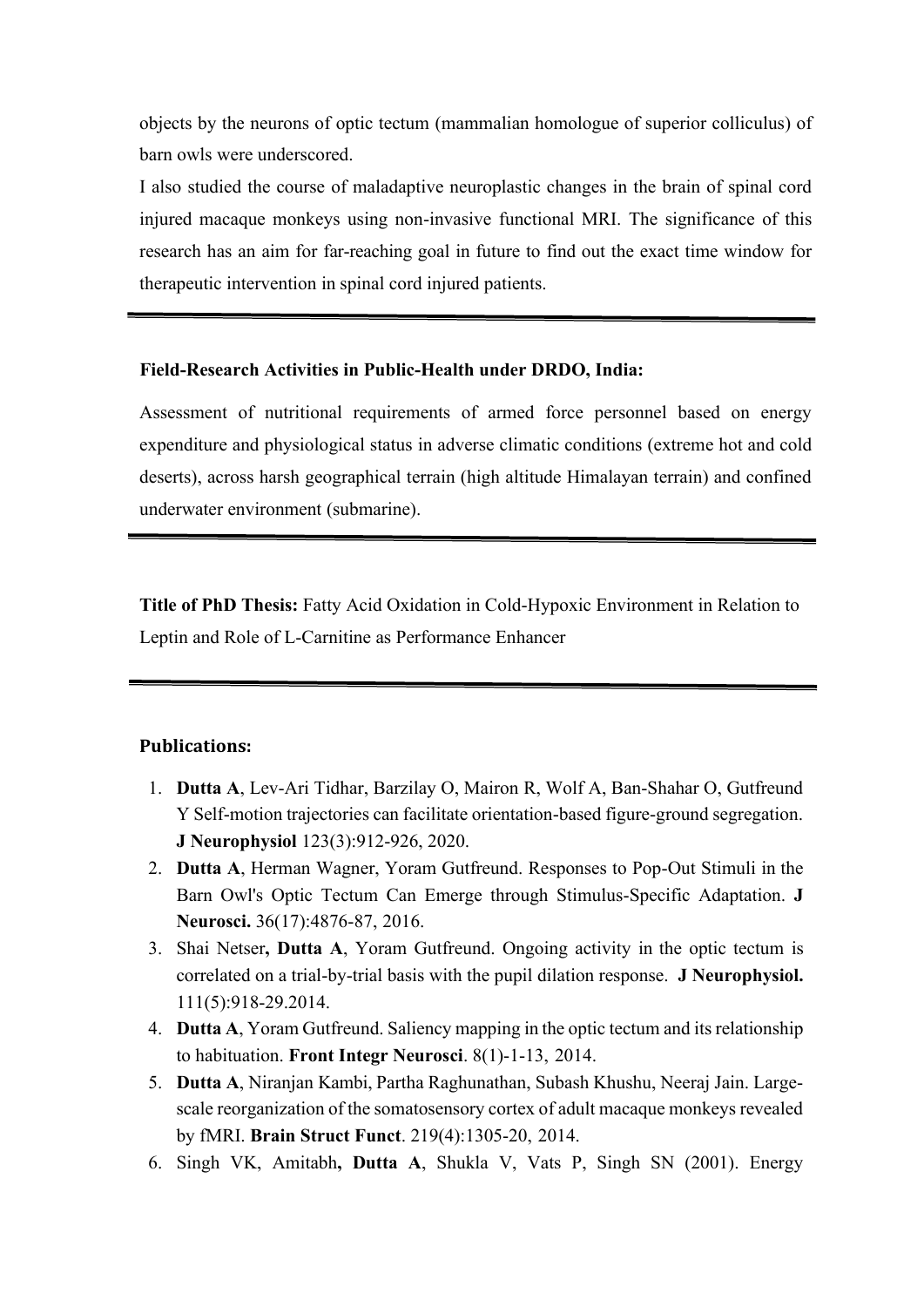objects by the neurons of optic tectum (mammalian homologue of superior colliculus) of barn owls were underscored.

I also studied the course of maladaptive neuroplastic changes in the brain of spinal cord injured macaque monkeys using non-invasive functional MRI. The significance of this research has an aim for far-reaching goal in future to find out the exact time window for therapeutic intervention in spinal cord injured patients.

---

**Field-Research Activities in Public-Health under DRDO, India:**

Assessment of nutritional requirements of armed force personnel based on energy expenditure and physiological status in adverse climatic conditions (extreme hot and cold deserts), across harsh geographical terrain (high altitude Himalayan terrain) and confined underwater environment (submarine).

---

**Title of PhD Thesis:** Fatty Acid Oxidation in Cold-Hypoxic Environment in Relation to Leptin and Role of L-Carnitine as Performance Enhancer

---

**Publications:**

1. **Dutta A**, Lev-Ari Tidhar, Barzilay O, Mairon R, Wolf A, Ban-Shahar O, Gutfreund Y Self-motion trajectories can facilitate orientation-based figure-ground segregation. **J Neurophysiol** 123(3):912-926, 2020.
2. **Dutta A**, Herman Wagner, Yoram Gutfreund. Responses to Pop-Out Stimuli in the Barn Owl's Optic Tectum Can Emerge through Stimulus-Specific Adaptation. **J Neurosci.** 36(17):4876-87, 2016.
3. Shai Netser**, Dutta A**, Yoram Gutfreund. Ongoing activity in the optic tectum is correlated on a trial-by-trial basis with the pupil dilation response. **J Neurophysiol.** 111(5):918-29.2014.
4. **Dutta A**, Yoram Gutfreund. Saliency mapping in the optic tectum and its relationship to habituation. **Front Integr Neurosci**. 8(1)-1-13, 2014.
5. **Dutta A**, Niranjan Kambi, Partha Raghunathan, Subash Khushu, Neeraj Jain. Large-scale reorganization of the somatosensory cortex of adult macaque monkeys revealed by fMRI. **Brain Struct Funct**. 219(4):1305-20, 2014.
6. Singh VK, Amitabh**, Dutta A**, Shukla V, Vats P, Singh SN (2001). Energy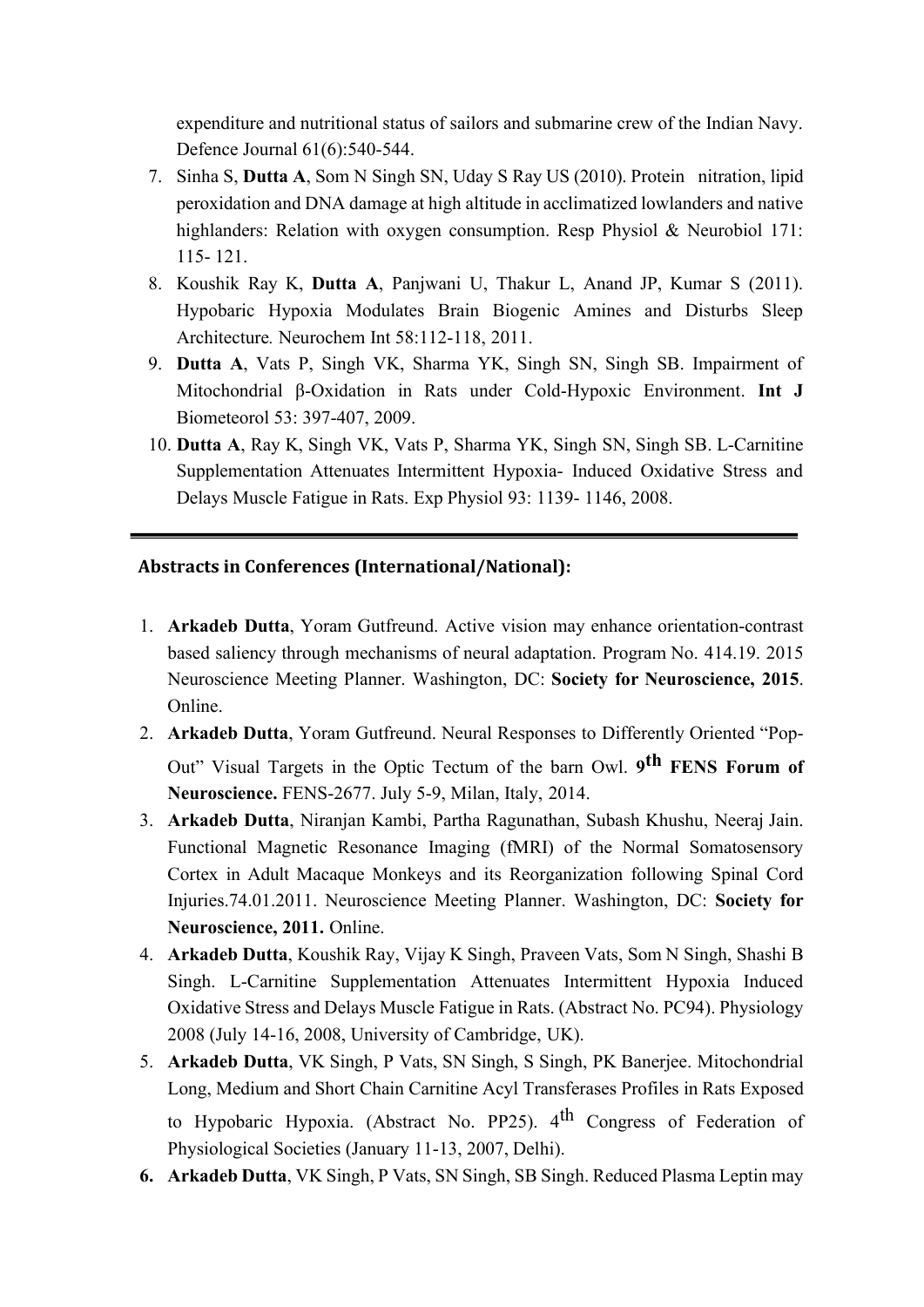expenditure and nutritional status of sailors and submarine crew of the Indian Navy. Defence Journal 61(6):540-544.

7. Sinha S, **Dutta A**, Som N Singh SN, Uday S Ray US (2010). Protein nitration, lipid peroxidation and DNA damage at high altitude in acclimatized lowlanders and native highlanders: Relation with oxygen consumption. Resp Physiol & Neurobiol 171: 115- 121.
8. Koushik Ray K, **Dutta A**, Panjwani U, Thakur L, Anand JP, Kumar S (2011). Hypobaric Hypoxia Modulates Brain Biogenic Amines and Disturbs Sleep Architecture. Neurochem Int 58:112-118, 2011.
9. **Dutta A**, Vats P, Singh VK, Sharma YK, Singh SN, Singh SB. Impairment of Mitochondrial β-Oxidation in Rats under Cold-Hypoxic Environment. **Int J** Biometeorol 53: 397-407, 2009.
10. **Dutta A**, Ray K, Singh VK, Vats P, Sharma YK, Singh SN, Singh SB. L-Carnitine Supplementation Attenuates Intermittent Hypoxia- Induced Oxidative Stress and Delays Muscle Fatigue in Rats. Exp Physiol 93: 1139- 1146, 2008.

---

## Abstracts in Conferences (International/National):

1. **Arkadeb Dutta**, Yoram Gutfreund. Active vision may enhance orientation-contrast based saliency through mechanisms of neural adaptation. Program No. 414.19. 2015 Neuroscience Meeting Planner. Washington, DC: **Society for Neuroscience, 2015**. Online.
2. **Arkadeb Dutta**, Yoram Gutfreund. Neural Responses to Differently Oriented "Pop-Out" Visual Targets in the Optic Tectum of the barn Owl. **9th FENS Forum of Neuroscience.** FENS-2677. July 5-9, Milan, Italy, 2014.
3. **Arkadeb Dutta**, Niranjan Kambi, Partha Ragunathan, Subash Khushu, Neeraj Jain. Functional Magnetic Resonance Imaging (fMRI) of the Normal Somatosensory Cortex in Adult Macaque Monkeys and its Reorganization following Spinal Cord Injuries.74.01.2011. Neuroscience Meeting Planner. Washington, DC: **Society for Neuroscience, 2011.** Online.
4. **Arkadeb Dutta**, Koushik Ray, Vijay K Singh, Praveen Vats, Som N Singh, Shashi B Singh. L-Carnitine Supplementation Attenuates Intermittent Hypoxia Induced Oxidative Stress and Delays Muscle Fatigue in Rats. (Abstract No. PC94). Physiology 2008 (July 14-16, 2008, University of Cambridge, UK).
5. **Arkadeb Dutta**, VK Singh, P Vats, SN Singh, S Singh, PK Banerjee. Mitochondrial Long, Medium and Short Chain Carnitine Acyl Transferases Profiles in Rats Exposed to Hypobaric Hypoxia. (Abstract No. PP25). 4th Congress of Federation of Physiological Societies (January 11-13, 2007, Delhi).
6. **Arkadeb Dutta**, VK Singh, P Vats, SN Singh, SB Singh. Reduced Plasma Leptin may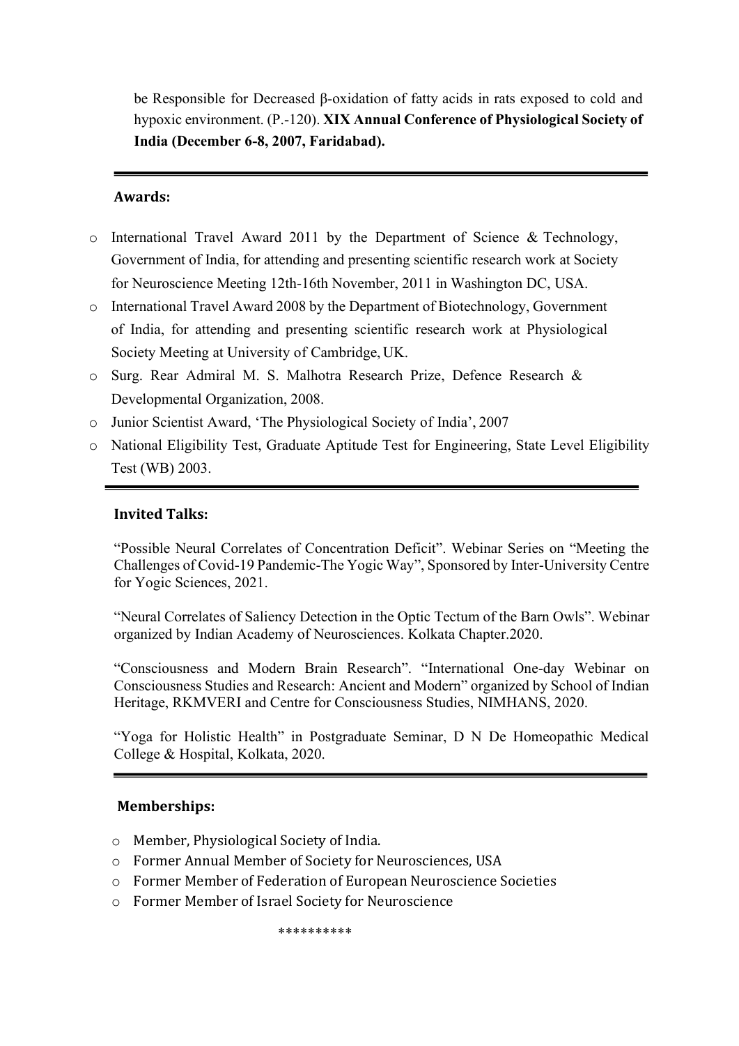be Responsible for Decreased β-oxidation of fatty acids in rats exposed to cold and hypoxic environment. (P.-120). **XIX Annual Conference of Physiological Society of India (December 6-8, 2007, Faridabad).**

---

## Awards:

- International Travel Award 2011 by the Department of Science & Technology, Government of India, for attending and presenting scientific research work at Society for Neuroscience Meeting 12th-16th November, 2011 in Washington DC, USA.
- International Travel Award 2008 by the Department of Biotechnology, Government of India, for attending and presenting scientific research work at Physiological Society Meeting at University of Cambridge, UK.
- Surg. Rear Admiral M. S. Malhotra Research Prize, Defence Research & Developmental Organization, 2008.
- Junior Scientist Award, 'The Physiological Society of India', 2007
- National Eligibility Test, Graduate Aptitude Test for Engineering, State Level Eligibility Test (WB) 2003.

---

## Invited Talks:

"Possible Neural Correlates of Concentration Deficit". Webinar Series on "Meeting the Challenges of Covid-19 Pandemic-The Yogic Way", Sponsored by Inter-University Centre for Yogic Sciences, 2021.

"Neural Correlates of Saliency Detection in the Optic Tectum of the Barn Owls". Webinar organized by Indian Academy of Neurosciences. Kolkata Chapter.2020.

"Consciousness and Modern Brain Research". "International One-day Webinar on Consciousness Studies and Research: Ancient and Modern" organized by School of Indian Heritage, RKMVERI and Centre for Consciousness Studies, NIMHANS, 2020.

"Yoga for Holistic Health" in Postgraduate Seminar, D N De Homeopathic Medical College & Hospital, Kolkata, 2020.

---

## Memberships:

- Member, Physiological Society of India.
- Former Annual Member of Society for Neurosciences, USA
- Former Member of Federation of European Neuroscience Societies
- Former Member of Israel Society for Neuroscience

**********